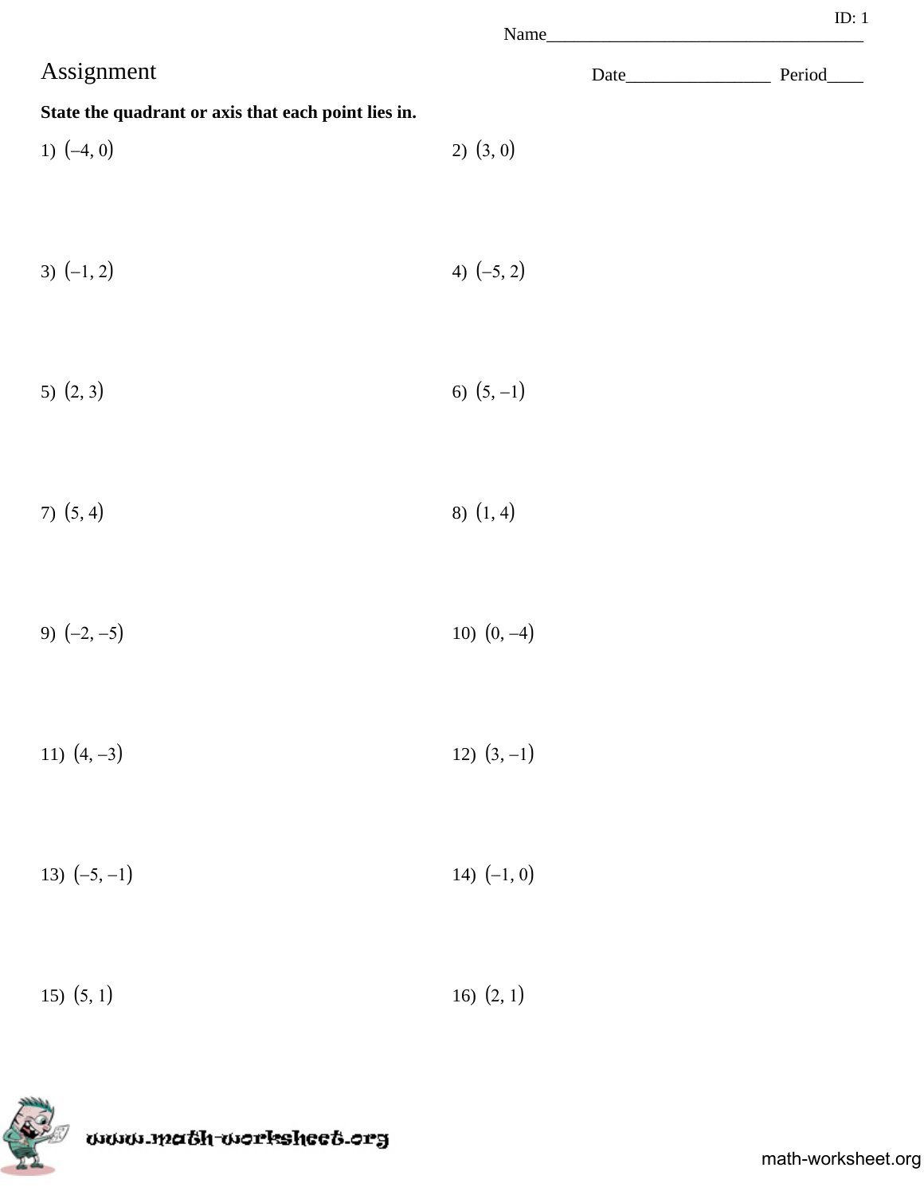Name________________________________ ID: 1

# Assignment

Date________________ Period____

**State the quadrant or axis that each point lies in.**

1) $(-4, 0)$

2) $(3, 0)$

3) $(-1, 2)$

4) $(-5, 2)$

5) $(2, 3)$

6) $(5, -1)$

7) $(5, 4)$

8) $(1, 4)$

9) $(-2, -5)$

10) $(0, -4)$

11) $(4, -3)$

12) $(3, -1)$

13) $(-5, -1)$

14) $(-1, 0)$

15) $(5, 1)$

16) $(2, 1)$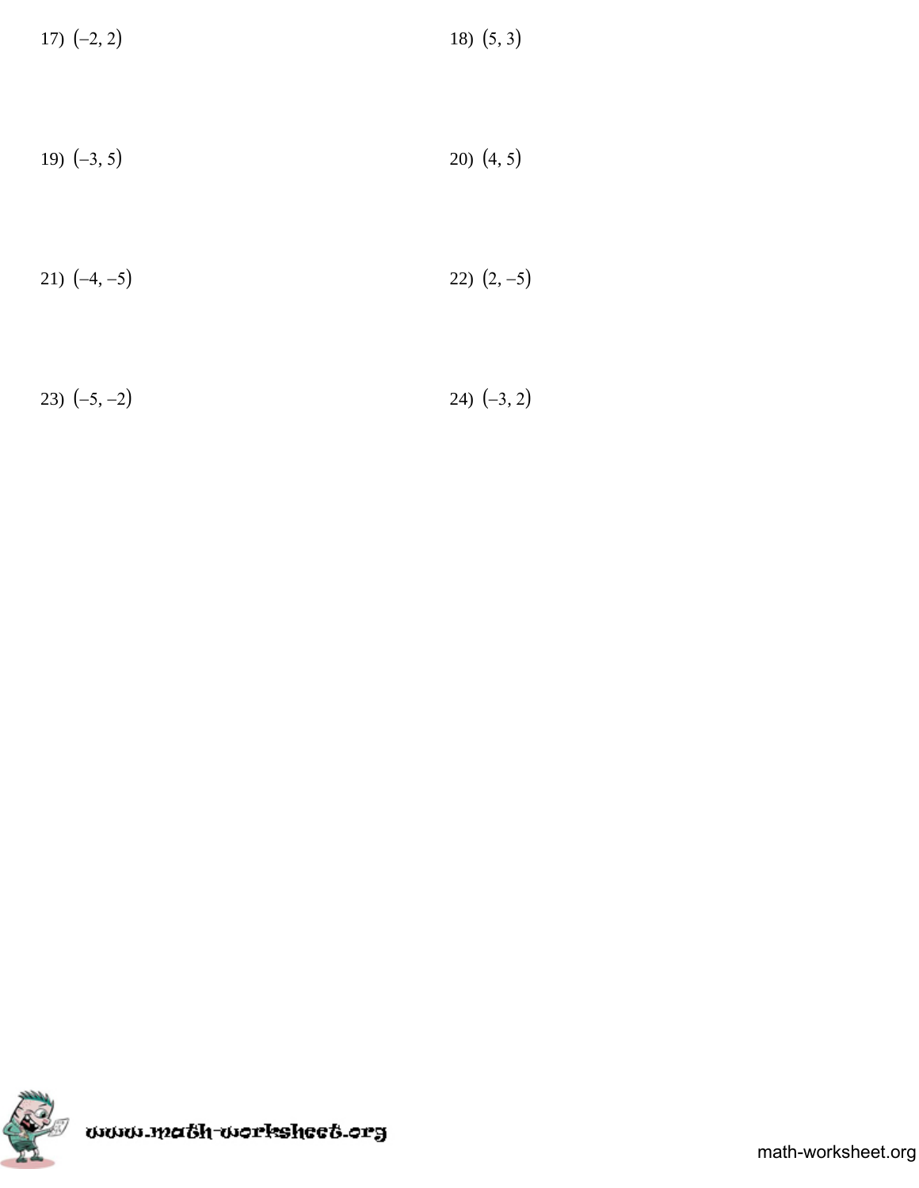17) $(-2, 2)$

18) $(5, 3)$

19) $(-3, 5)$

20) $(4, 5)$

21) $(-4, -5)$

22) $(2, -5)$

23) $(-5, -2)$

24) $(-3, 2)$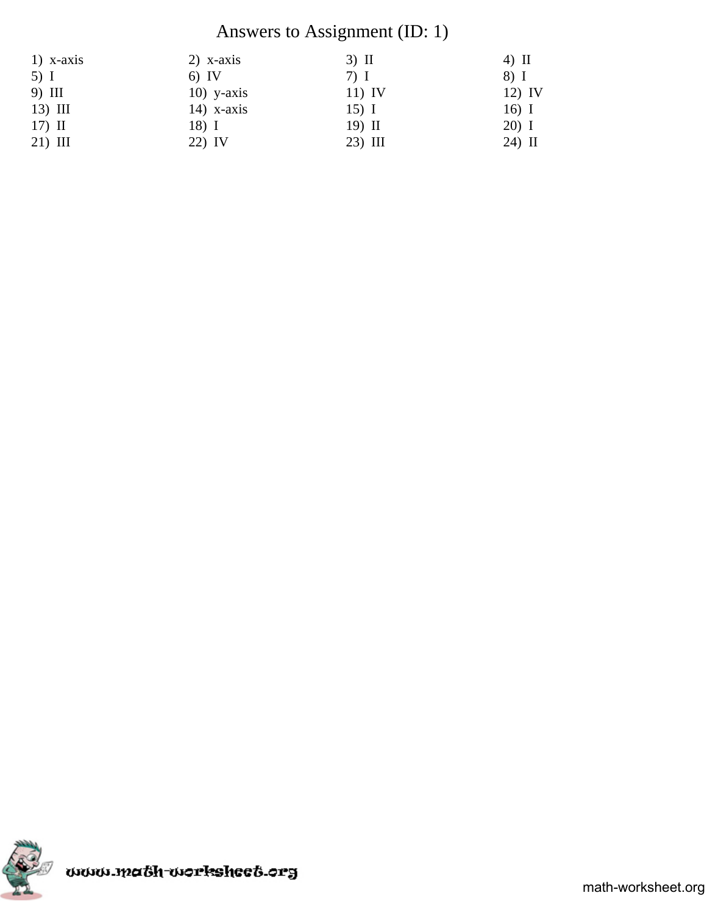# Answers to Assignment (ID: 1)

| | | | |
|---|---|---|---|
| 1) x-axis | 2) x-axis | 3) II | 4) II |
| 5) I | 6) IV | 7) I | 8) I |
| 9) III | 10) y-axis | 11) IV | 12) IV |
| 13) III | 14) x-axis | 15) I | 16) I |
| 17) II | 18) I | 19) II | 20) I |
| 21) III | 22) IV | 23) III | 24) II |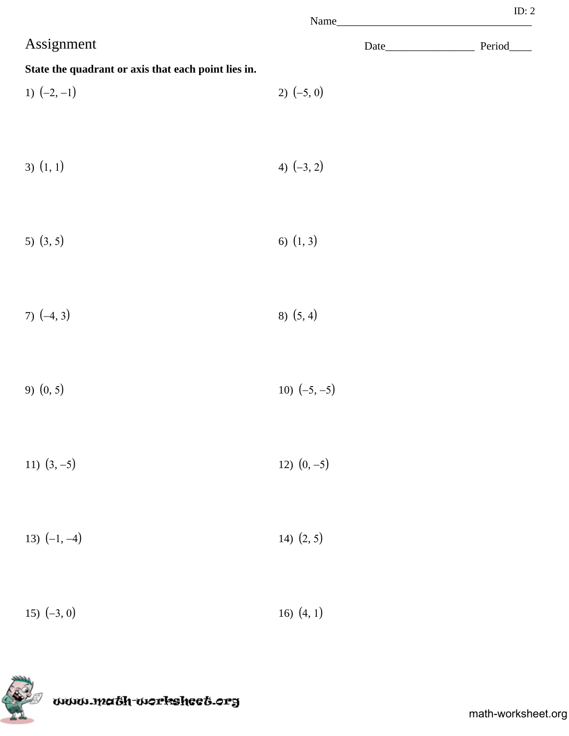ID: 2

Name___________________________________

# Assignment

Date________________ Period____

**State the quadrant or axis that each point lies in.**

1) $(-2, -1)$

2) $(-5, 0)$

3) $(1, 1)$

4) $(-3, 2)$

5) $(3, 5)$

6) $(1, 3)$

7) $(-4, 3)$

8) $(5, 4)$

9) $(0, 5)$

10) $(-5, -5)$

11) $(3, -5)$

12) $(0, -5)$

13) $(-1, -4)$

14) $(2, 5)$

15) $(-3, 0)$

16) $(4, 1)$

www.math-worksheet.org

math-worksheet.org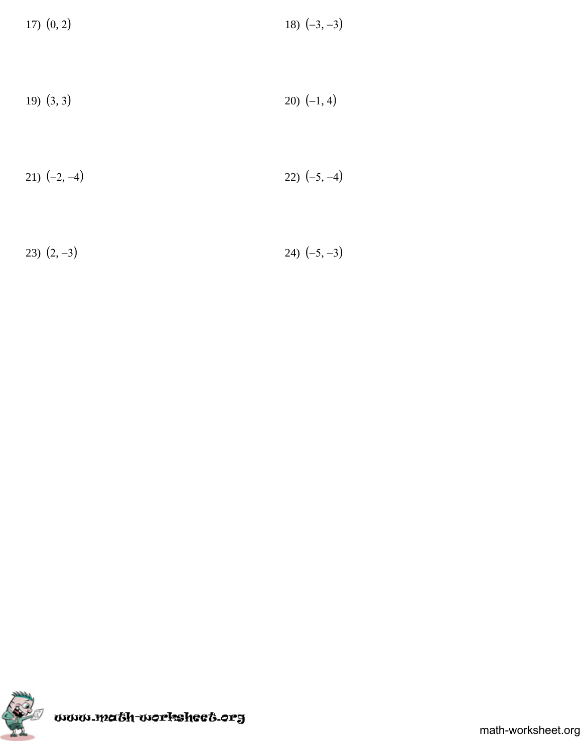17) $(0, 2)$

18) $(-3, -3)$

19) $(3, 3)$

20) $(-1, 4)$

21) $(-2, -4)$

22) $(-5, -4)$

23) $(2, -3)$

24) $(-5, -3)$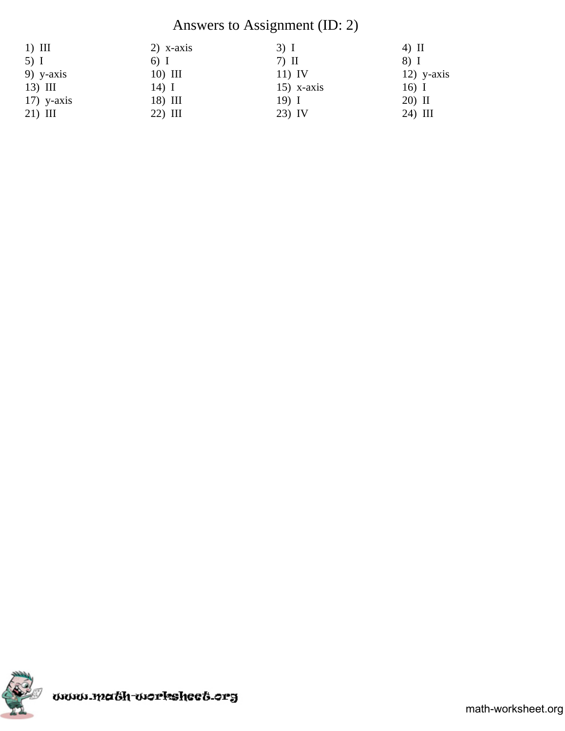# Answers to Assignment (ID: 2)

| | | | |
|---|---|---|---|
| 1) III | 2) x-axis | 3) I | 4) II |
| 5) I | 6) I | 7) II | 8) I |
| 9) y-axis | 10) III | 11) IV | 12) y-axis |
| 13) III | 14) I | 15) x-axis | 16) I |
| 17) y-axis | 18) III | 19) I | 20) II |
| 21) III | 22) III | 23) IV | 24) III |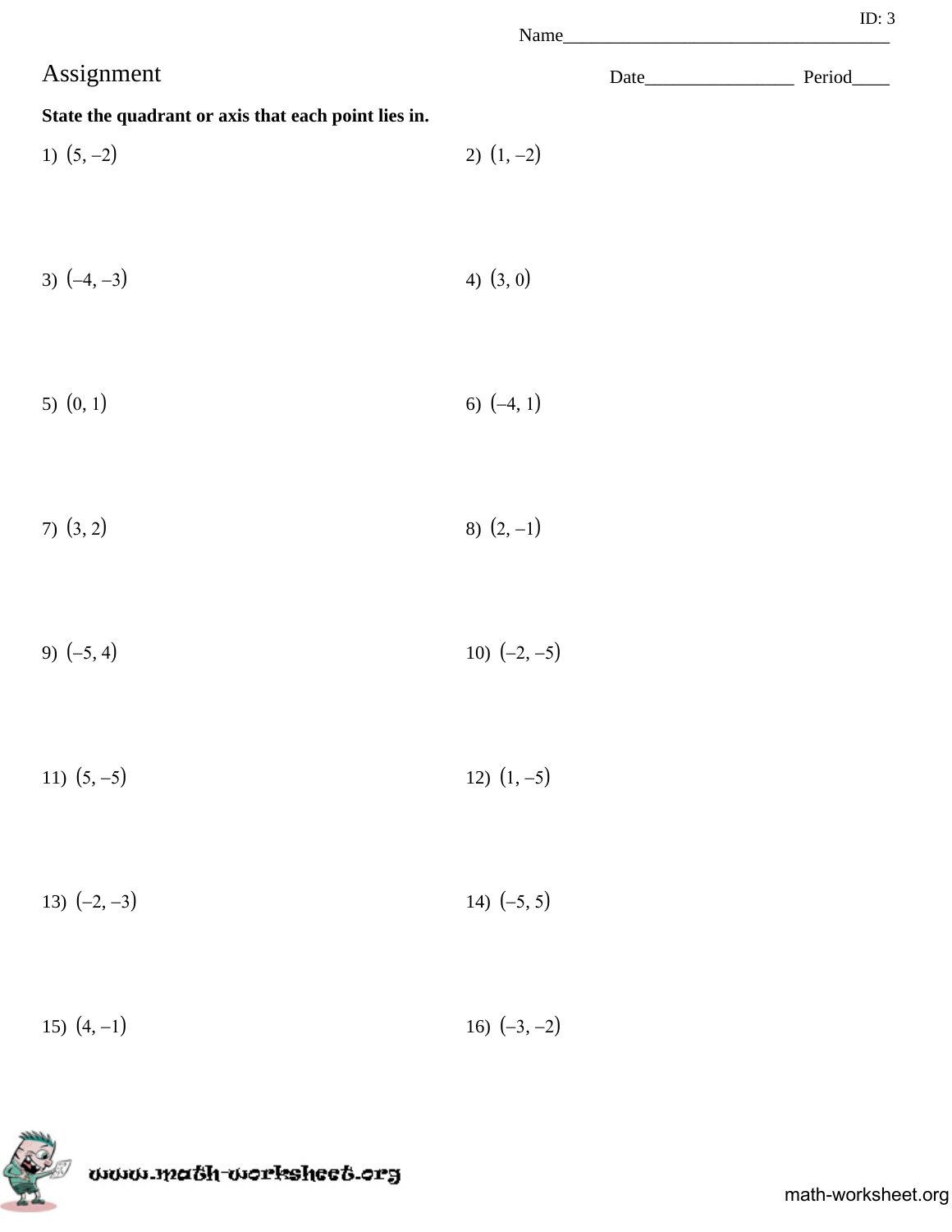ID: 3

Name___________________________________

# Assignment

Date________________ Period____

**State the quadrant or axis that each point lies in.**

1) $(5, -2)$

2) $(1, -2)$

3) $(-4, -3)$

4) $(3, 0)$

5) $(0, 1)$

6) $(-4, 1)$

7) $(3, 2)$

8) $(2, -1)$

9) $(-5, 4)$

10) $(-2, -5)$

11) $(5, -5)$

12) $(1, -5)$

13) $(-2, -3)$

14) $(-5, 5)$

15) $(4, -1)$

16) $(-3, -2)$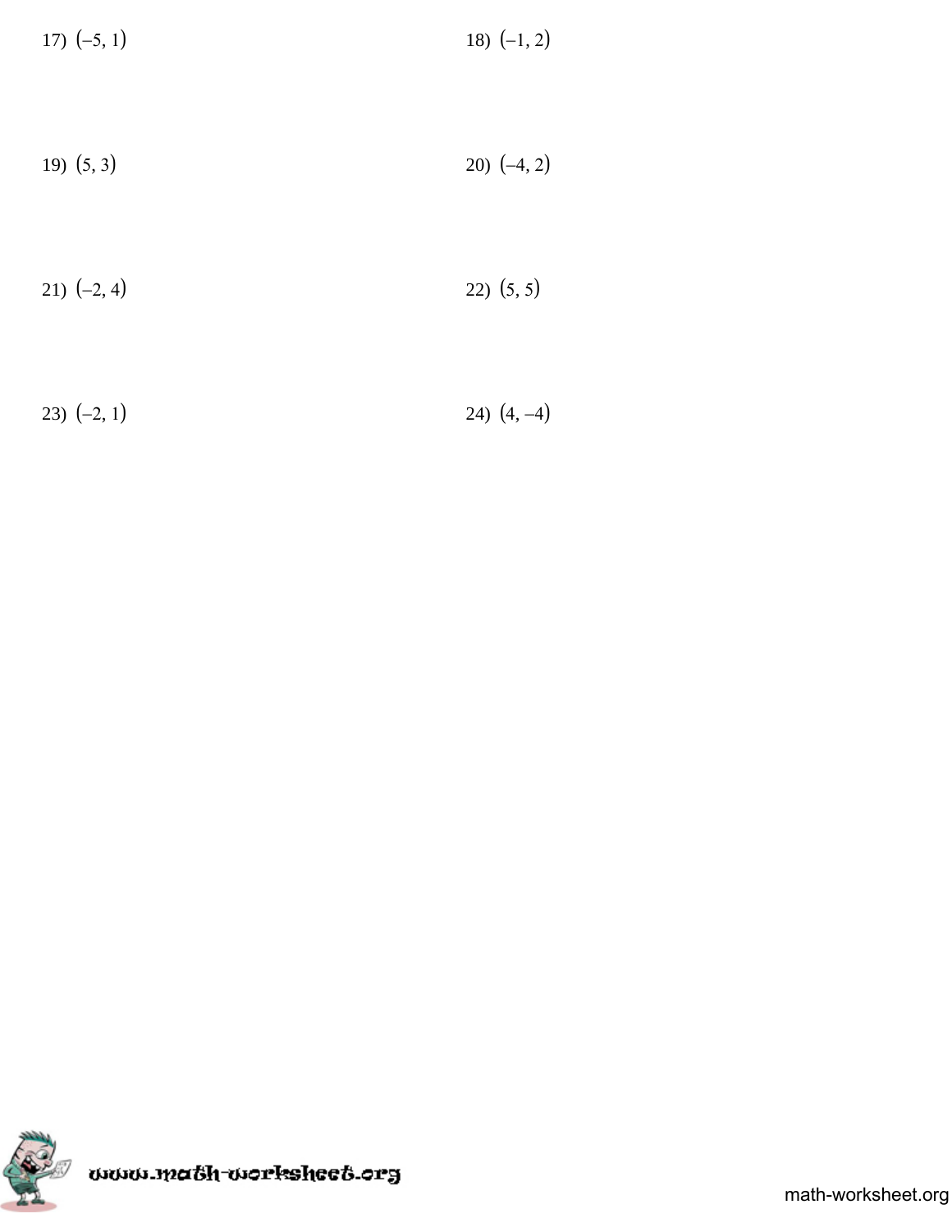17) $(-5, 1)$

18) $(-1, 2)$

19) $(5, 3)$

20) $(-4, 2)$

21) $(-2, 4)$

22) $(5, 5)$

23) $(-2, 1)$

24) $(4, -4)$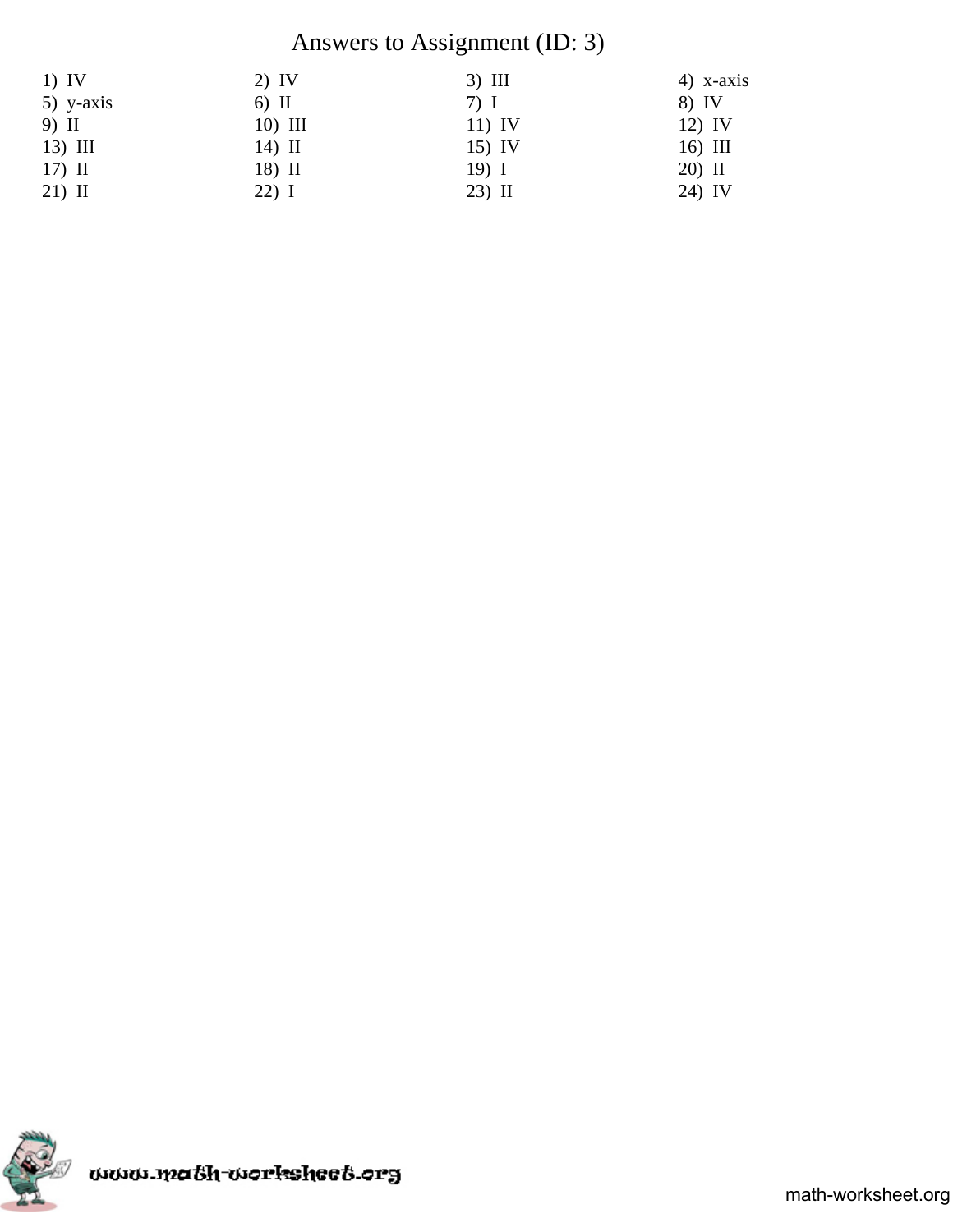# Answers to Assignment (ID: 3)

| | | | |
|---|---|---|---|
| 1) IV | 2) IV | 3) III | 4) x-axis |
| 5) y-axis | 6) II | 7) I | 8) IV |
| 9) II | 10) III | 11) IV | 12) IV |
| 13) III | 14) II | 15) IV | 16) III |
| 17) II | 18) II | 19) I | 20) II |
| 21) II | 22) I | 23) II | 24) IV |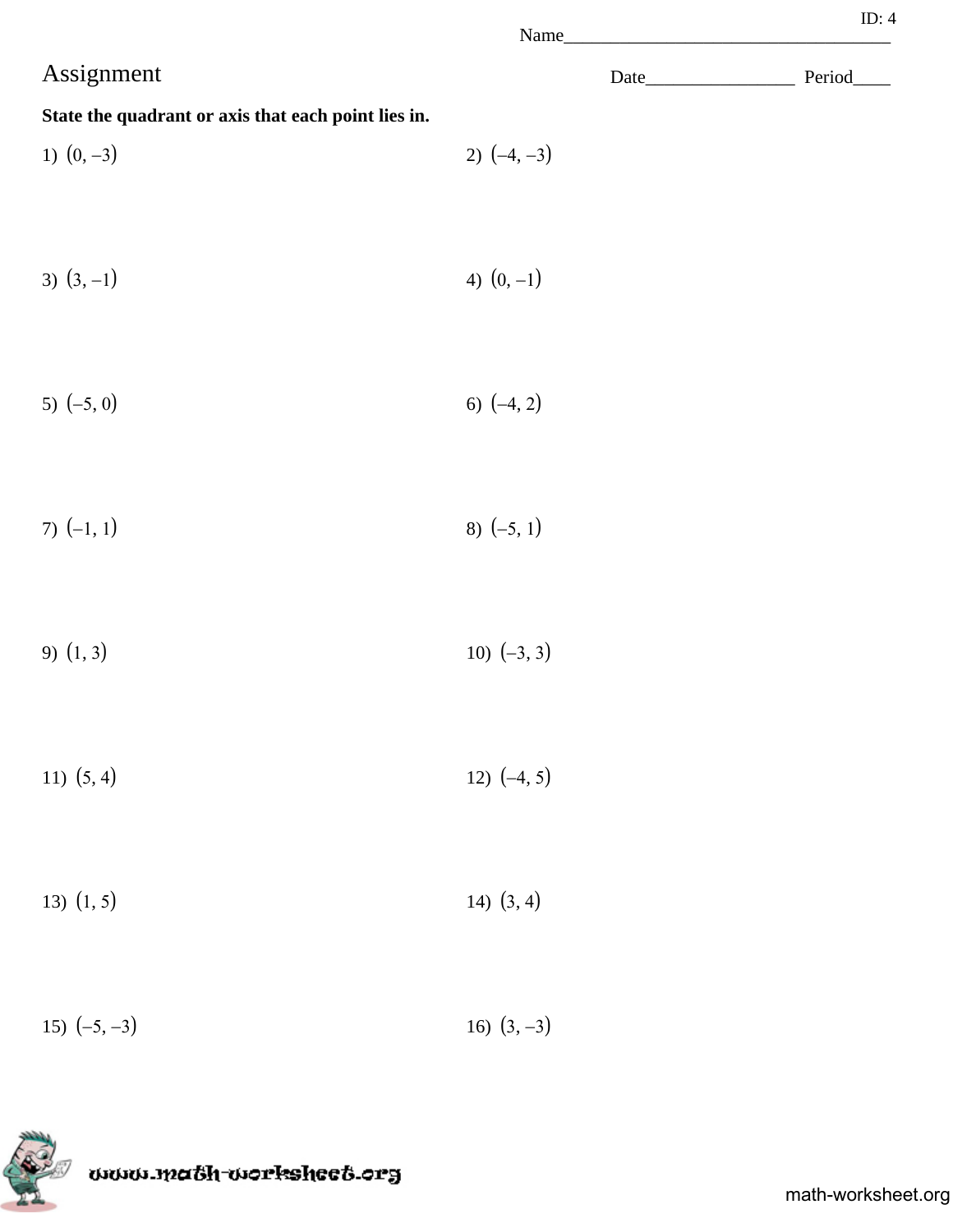ID: 4

Name___________________________________

# Assignment

Date________________ Period____

**State the quadrant or axis that each point lies in.**

1) $(0, -3)$

2) $(-4, -3)$

3) $(3, -1)$

4) $(0, -1)$

5) $(-5, 0)$

6) $(-4, 2)$

7) $(-1, 1)$

8) $(-5, 1)$

9) $(1, 3)$

10) $(-3, 3)$

11) $(5, 4)$

12) $(-4, 5)$

13) $(1, 5)$

14) $(3, 4)$

15) $(-5, -3)$

16) $(3, -3)$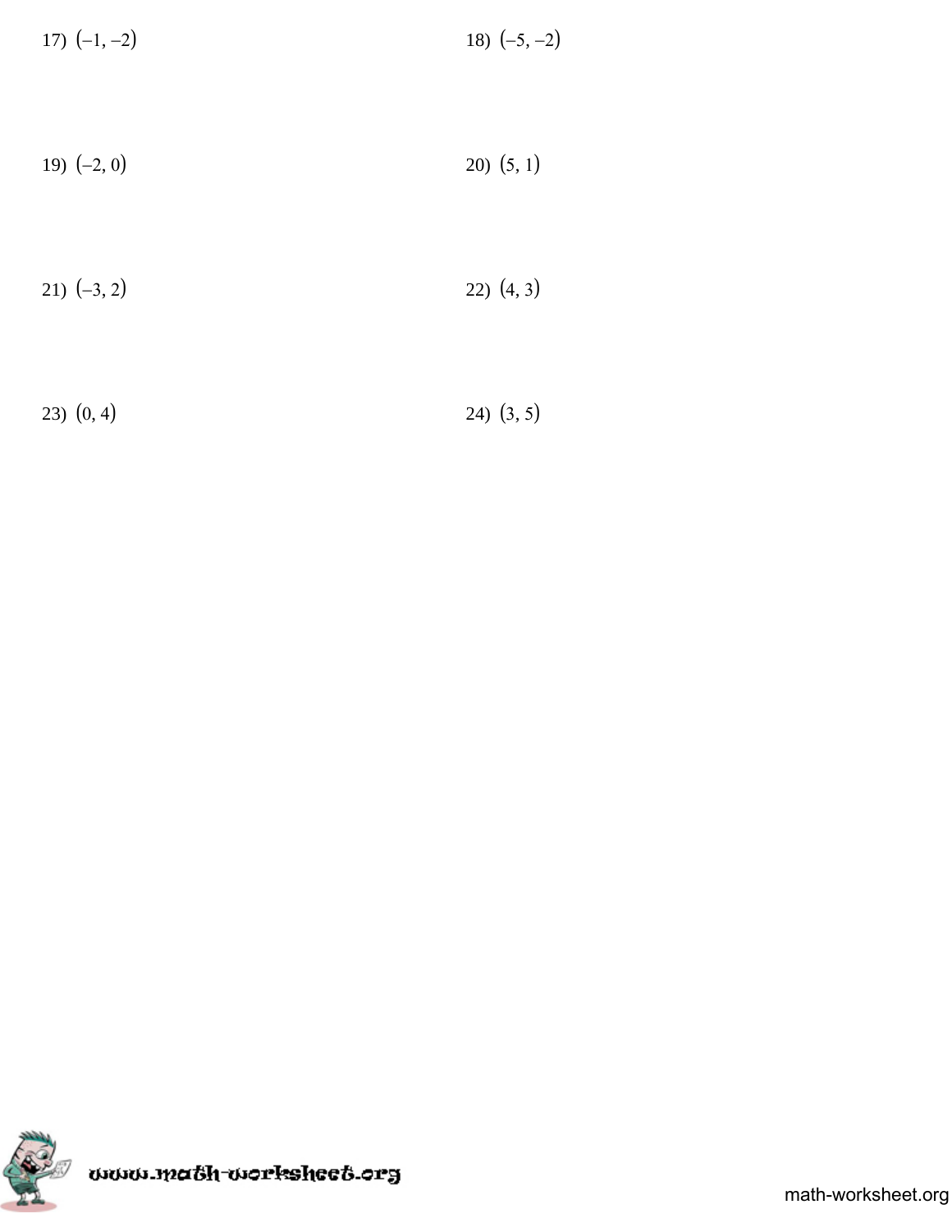17) $(-1, -2)$

18) $(-5, -2)$

19) $(-2, 0)$

20) $(5, 1)$

21) $(-3, 2)$

22) $(4, 3)$

23) $(0, 4)$

24) $(3, 5)$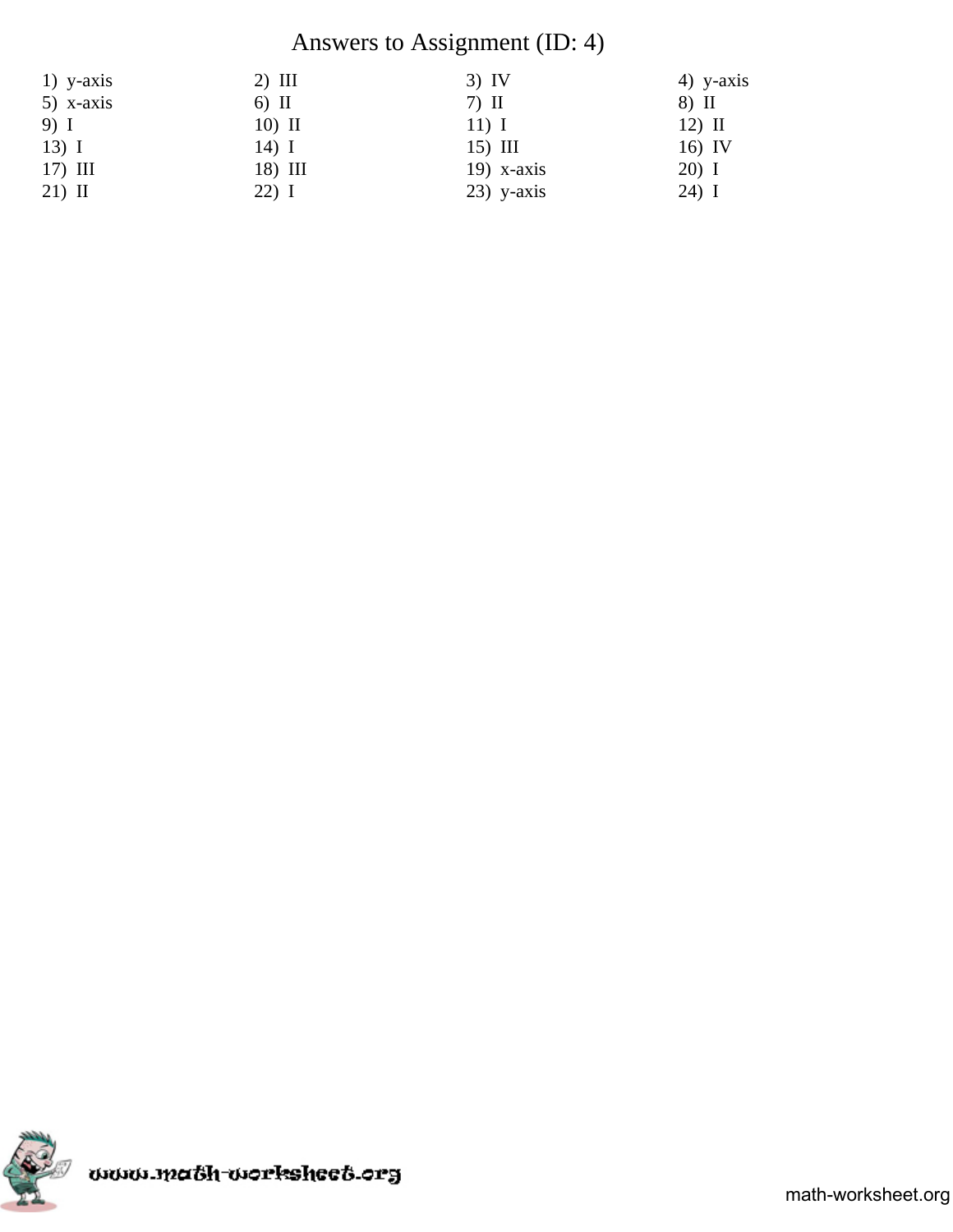# Answers to Assignment (ID: 4)

| | | | |
|---|---|---|---|
| 1) y-axis | 2) III | 3) IV | 4) y-axis |
| 5) x-axis | 6) II | 7) II | 8) II |
| 9) I | 10) II | 11) I | 12) II |
| 13) I | 14) I | 15) III | 16) IV |
| 17) III | 18) III | 19) x-axis | 20) I |
| 21) II | 22) I | 23) y-axis | 24) I |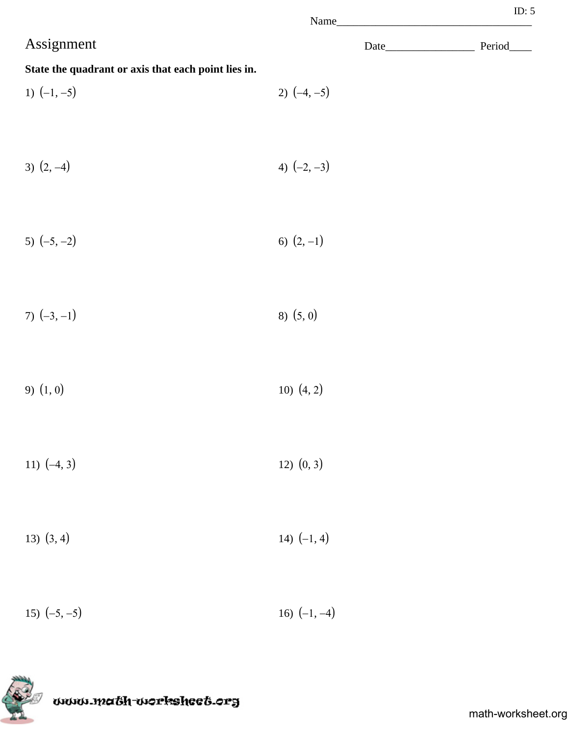Name___________________________________

# Assignment

Date________________ Period____

**State the quadrant or axis that each point lies in.**

1) $(-1, -5)$

2) $(-4, -5)$

3) $(2, -4)$

4) $(-2, -3)$

5) $(-5, -2)$

6) $(2, -1)$

7) $(-3, -1)$

8) $(5, 0)$

9) $(1, 0)$

10) $(4, 2)$

11) $(-4, 3)$

12) $(0, 3)$

13) $(3, 4)$

14) $(-1, 4)$

15) $(-5, -5)$

16) $(-1, -4)$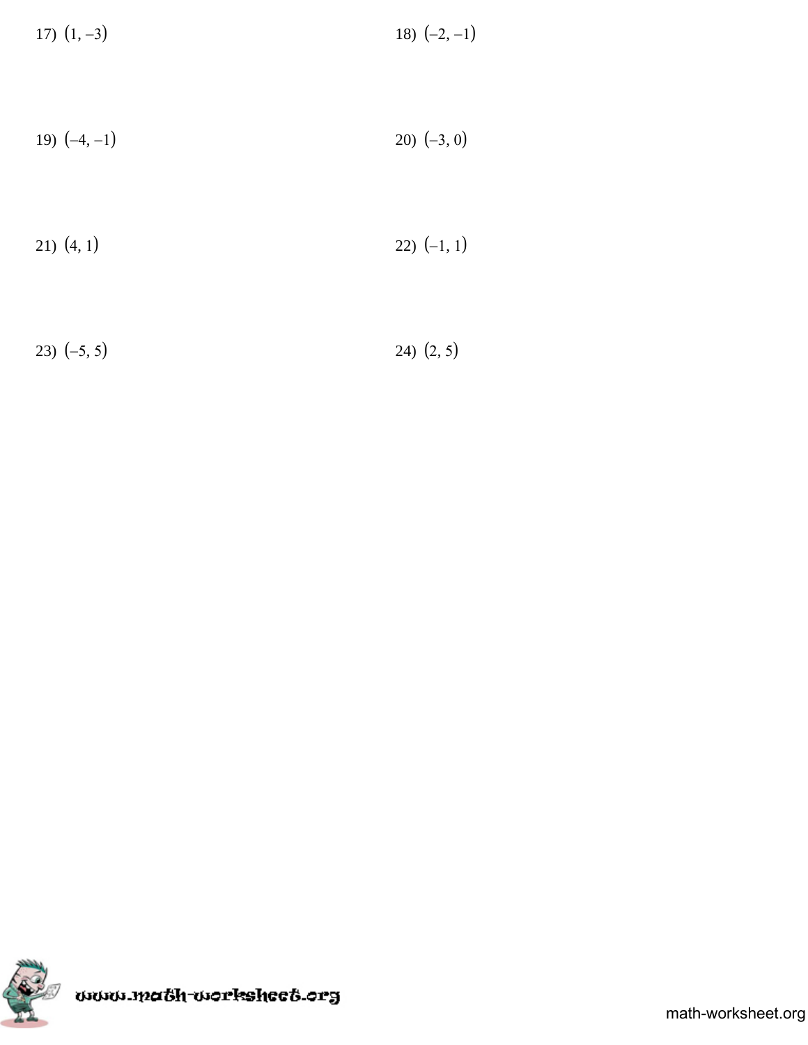17) $(1, -3)$

18) $(-2, -1)$

19) $(-4, -1)$

20) $(-3, 0)$

21) $(4, 1)$

22) $(-1, 1)$

23) $(-5, 5)$

24) $(2, 5)$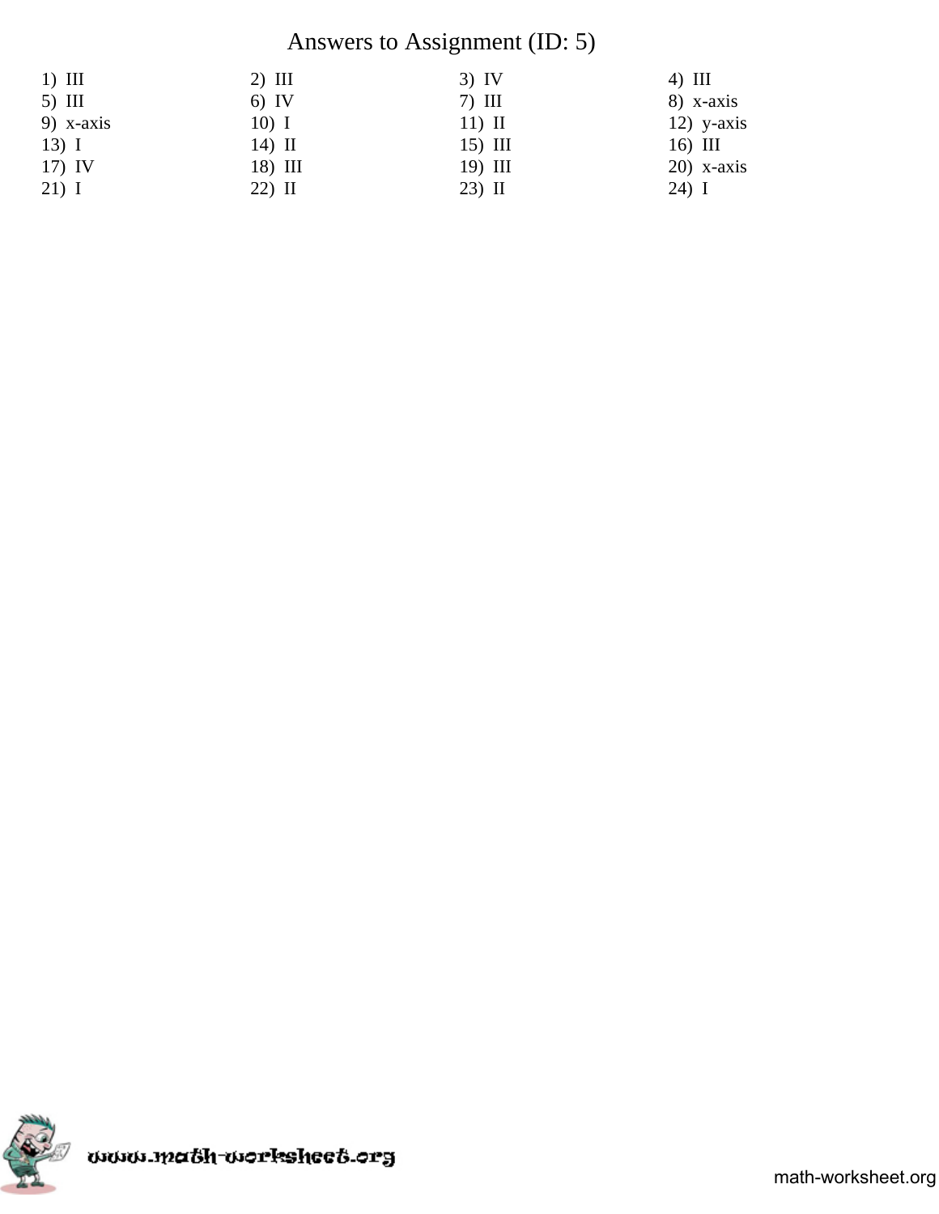# Answers to Assignment (ID: 5)

| | | | |
|---|---|---|---|
| 1) III | 2) III | 3) IV | 4) III |
| 5) III | 6) IV | 7) III | 8) x-axis |
| 9) x-axis | 10) I | 11) II | 12) y-axis |
| 13) I | 14) II | 15) III | 16) III |
| 17) IV | 18) III | 19) III | 20) x-axis |
| 21) I | 22) II | 23) II | 24) I |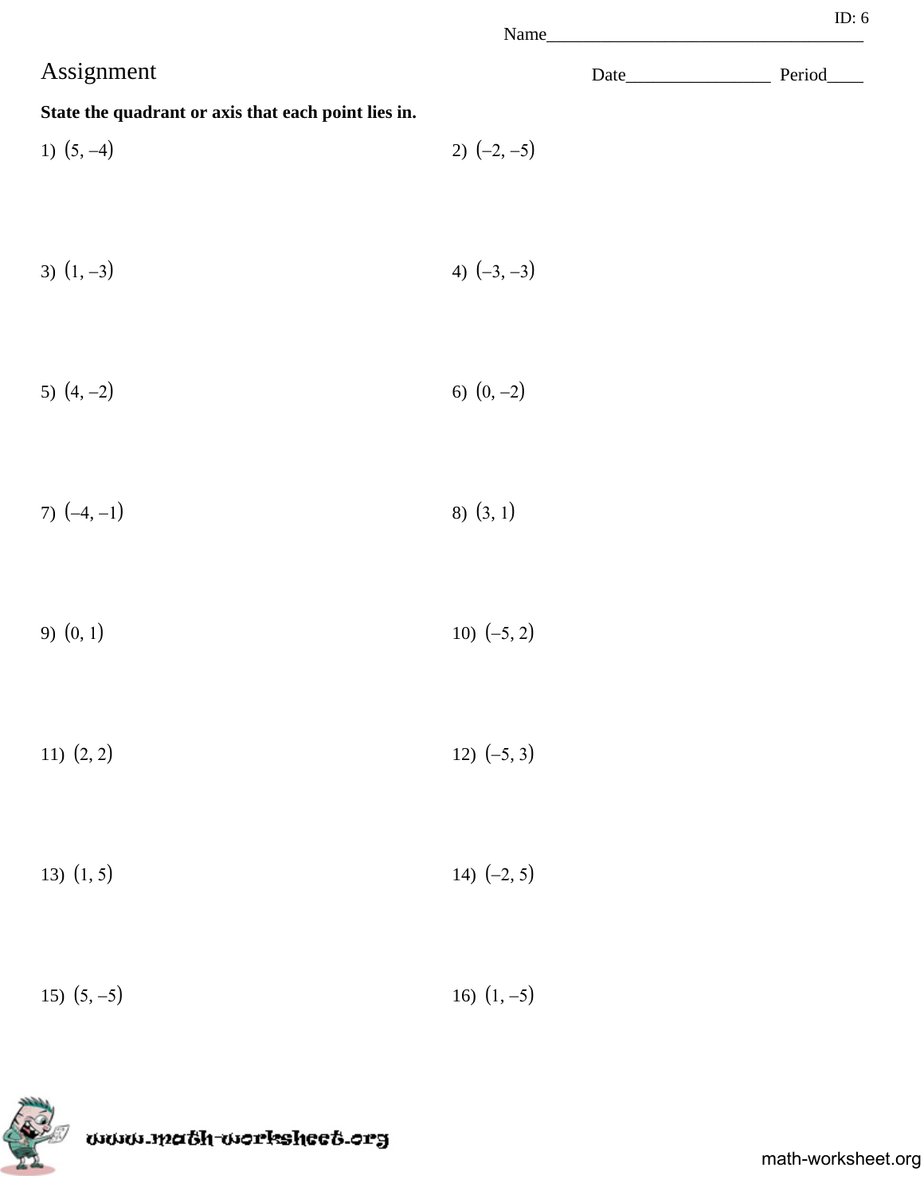ID: 6

Name___________________________________

# Assignment

Date________________ Period____

**State the quadrant or axis that each point lies in.**

1) $(5, -4)$

2) $(-2, -5)$

3) $(1, -3)$

4) $(-3, -3)$

5) $(4, -2)$

6) $(0, -2)$

7) $(-4, -1)$

8) $(3, 1)$

9) $(0, 1)$

10) $(-5, 2)$

11) $(2, 2)$

12) $(-5, 3)$

13) $(1, 5)$

14) $(-2, 5)$

15) $(5, -5)$

16) $(1, -5)$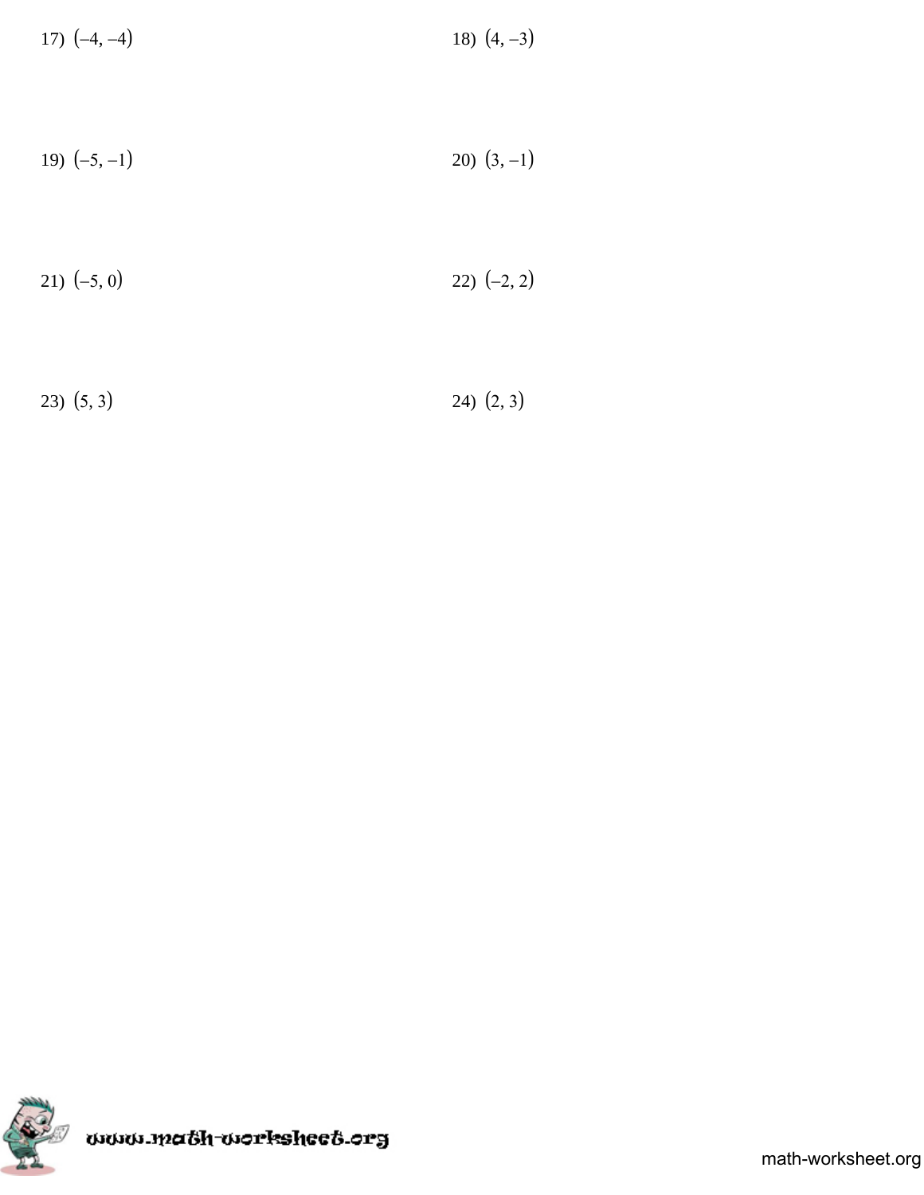17) $(-4, -4)$

18) $(4, -3)$

19) $(-5, -1)$

20) $(3, -1)$

21) $(-5, 0)$

22) $(-2, 2)$

23) $(5, 3)$

24) $(2, 3)$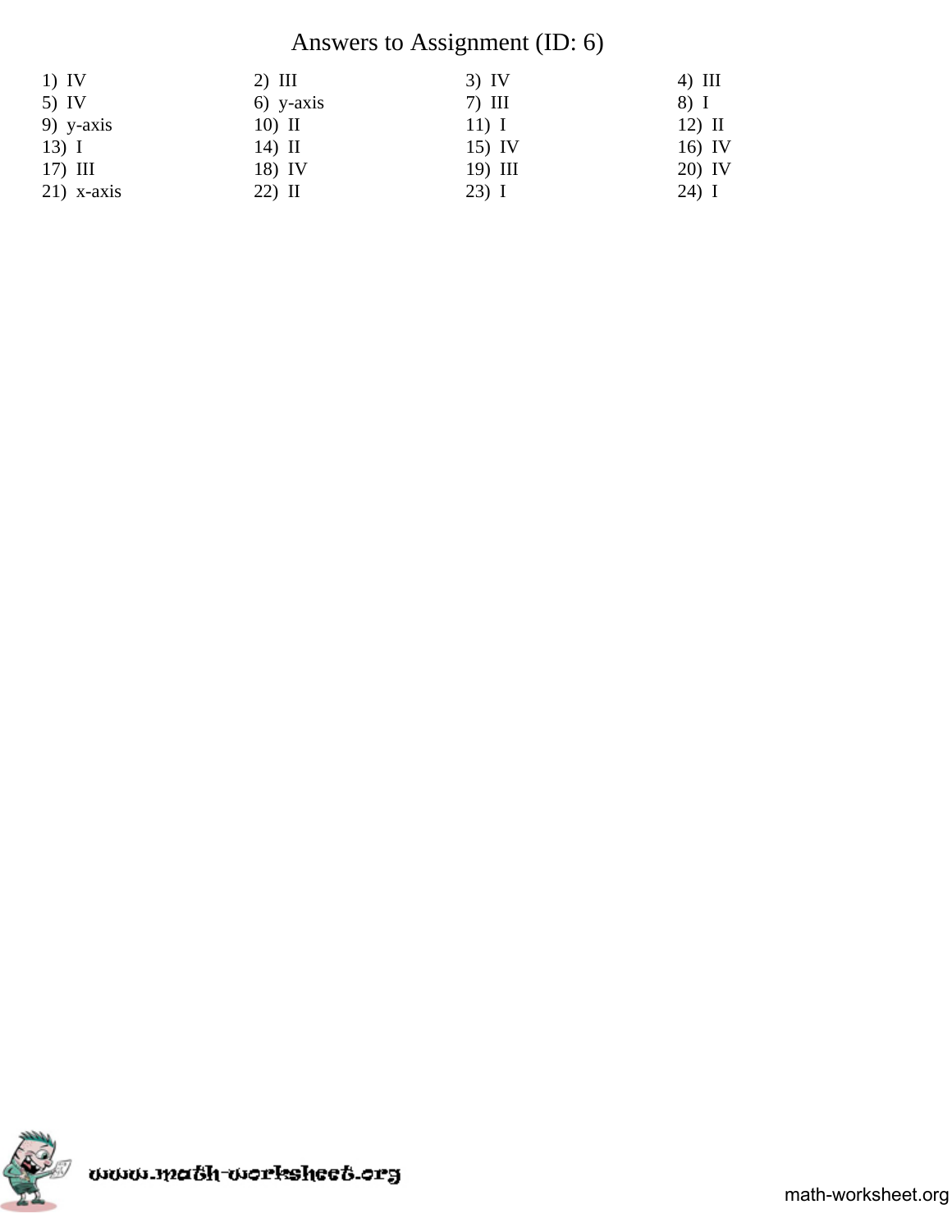# Answers to Assignment (ID: 6)

| | | | |
|---|---|---|---|
| 1) IV | 2) III | 3) IV | 4) III |
| 5) IV | 6) y-axis | 7) III | 8) I |
| 9) y-axis | 10) II | 11) I | 12) II |
| 13) I | 14) II | 15) IV | 16) IV |
| 17) III | 18) IV | 19) III | 20) IV |
| 21) x-axis | 22) II | 23) I | 24) I |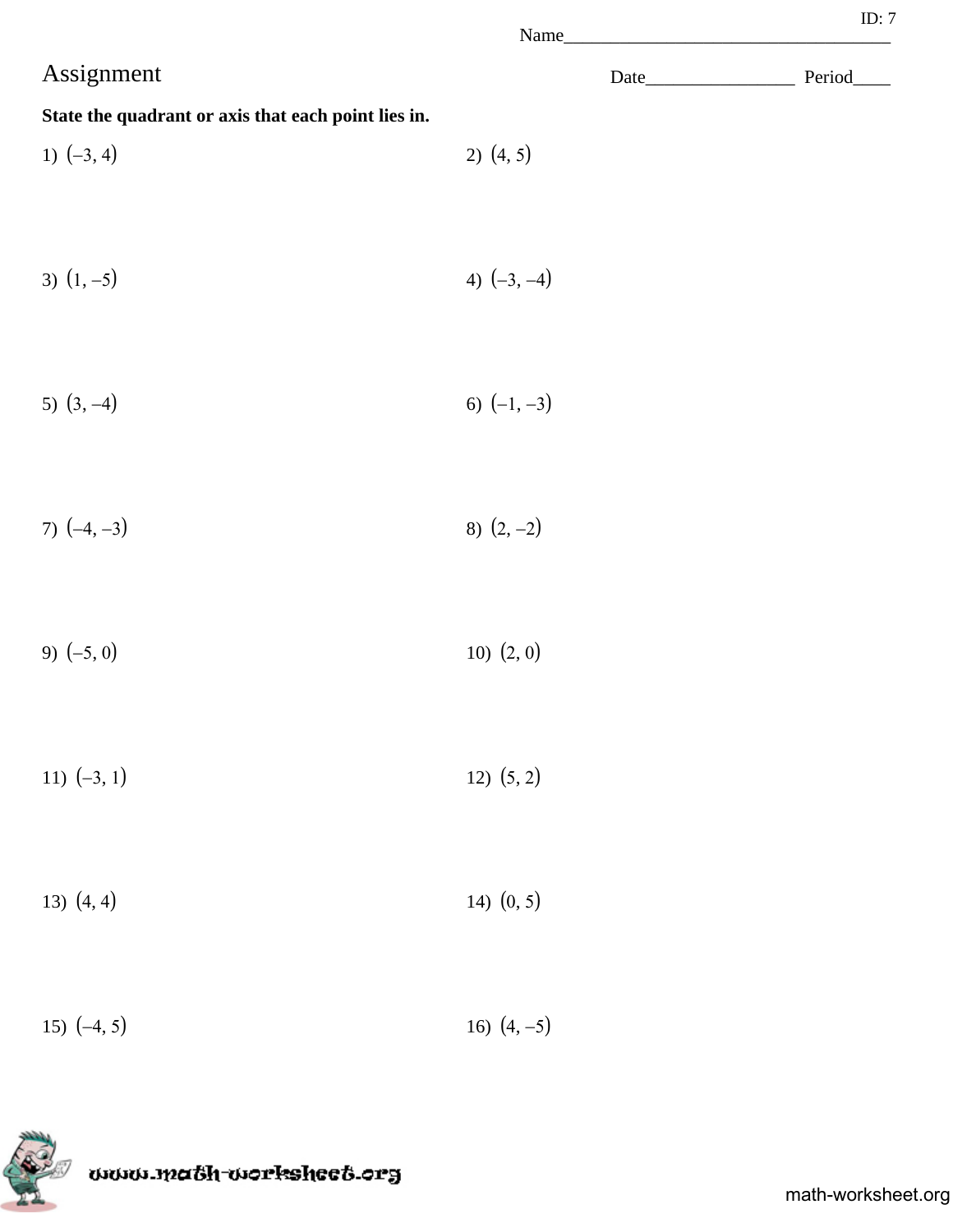Name___________________________________ ID: 7

# Assignment

Date________________ Period____

**State the quadrant or axis that each point lies in.**

1) $(-3, 4)$

2) $(4, 5)$

3) $(1, -5)$

4) $(-3, -4)$

5) $(3, -4)$

6) $(-1, -3)$

7) $(-4, -3)$

8) $(2, -2)$

9) $(-5, 0)$

10) $(2, 0)$

11) $(-3, 1)$

12) $(5, 2)$

13) $(4, 4)$

14) $(0, 5)$

15) $(-4, 5)$

16) $(4, -5)$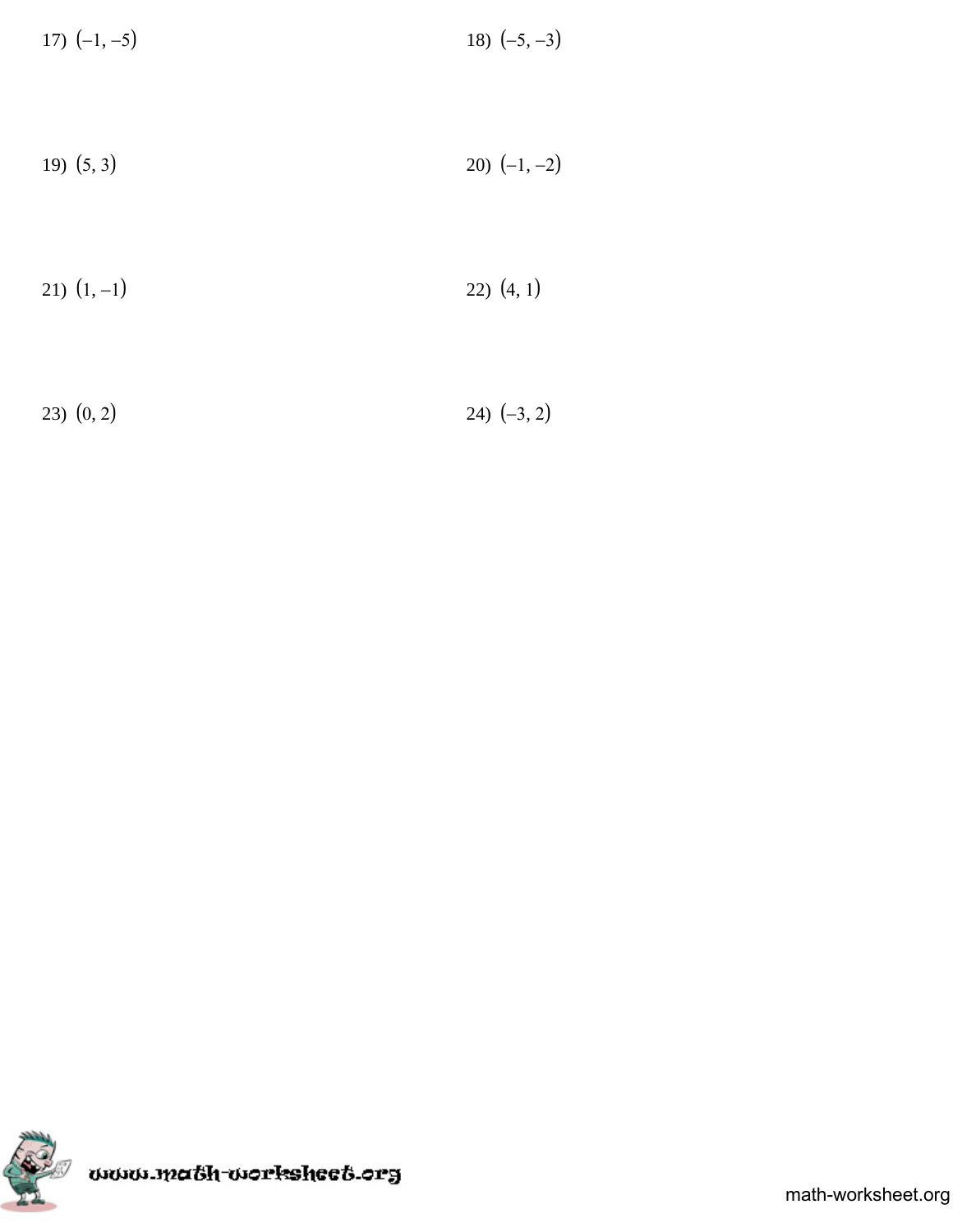17) $(-1, -5)$

18) $(-5, -3)$

19) $(5, 3)$

20) $(-1, -2)$

21) $(1, -1)$

22) $(4, 1)$

23) $(0, 2)$

24) $(-3, 2)$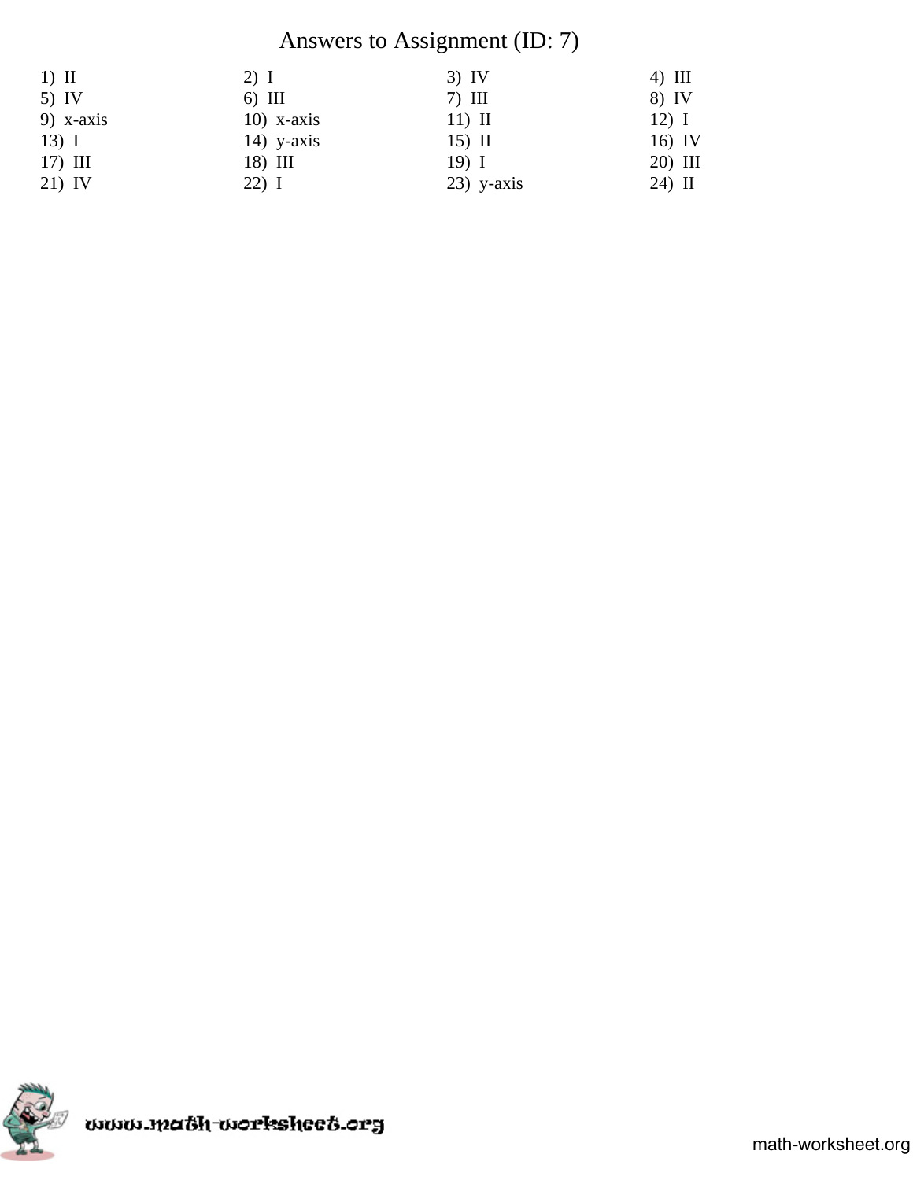# Answers to Assignment (ID: 7)

| | | | |
|---|---|---|---|
| 1) II | 2) I | 3) IV | 4) III |
| 5) IV | 6) III | 7) III | 8) IV |
| 9) x-axis | 10) x-axis | 11) II | 12) I |
| 13) I | 14) y-axis | 15) II | 16) IV |
| 17) III | 18) III | 19) I | 20) III |
| 21) IV | 22) I | 23) y-axis | 24) II |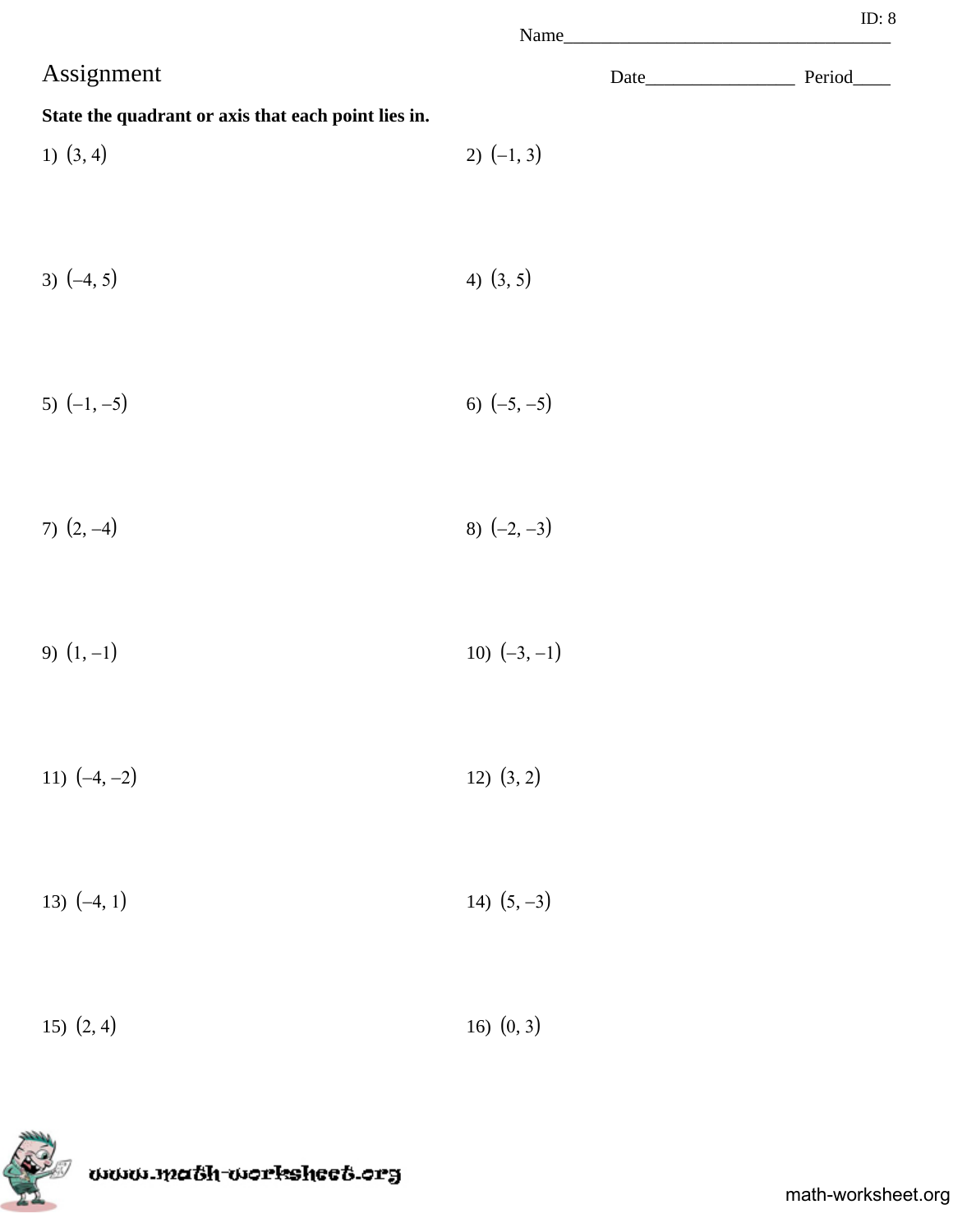ID: 8

Name___________________________________

# Assignment

Date________________ Period____

**State the quadrant or axis that each point lies in.**

1) $(3, 4)$

2) $(-1, 3)$

3) $(-4, 5)$

4) $(3, 5)$

5) $(-1, -5)$

6) $(-5, -5)$

7) $(2, -4)$

8) $(-2, -3)$

9) $(1, -1)$

10) $(-3, -1)$

11) $(-4, -2)$

12) $(3, 2)$

13) $(-4, 1)$

14) $(5, -3)$

15) $(2, 4)$

16) $(0, 3)$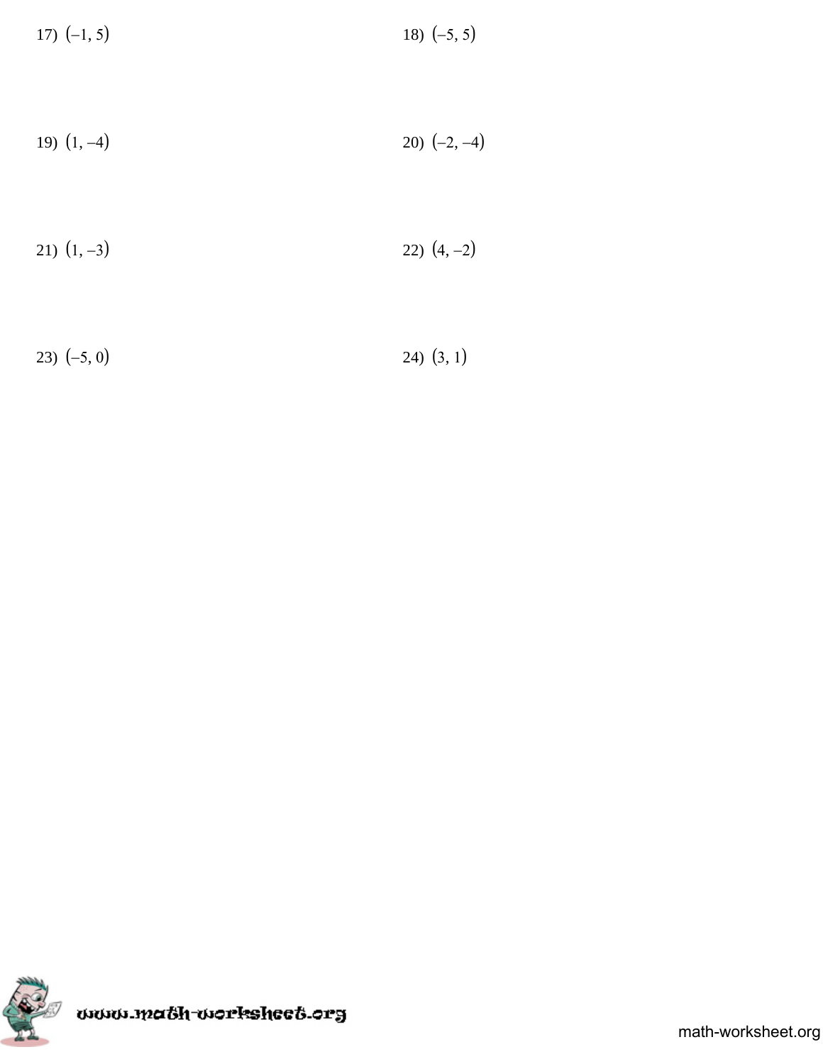17) $(-1, 5)$

18) $(-5, 5)$

19) $(1, -4)$

20) $(-2, -4)$

21) $(1, -3)$

22) $(4, -2)$

23) $(-5, 0)$

24) $(3, 1)$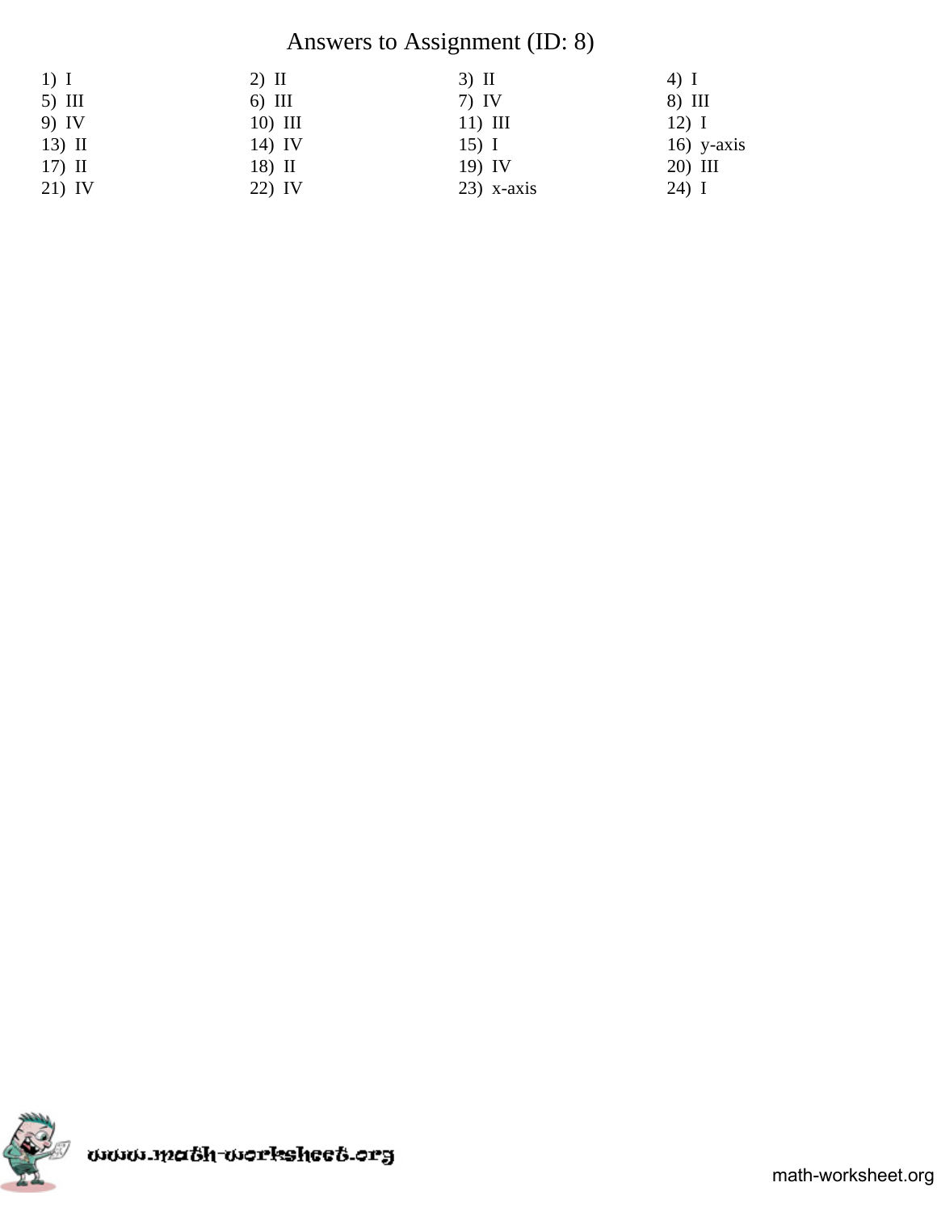# Answers to Assignment (ID: 8)

| | | | |
|---|---|---|---|
| 1) I | 2) II | 3) II | 4) I |
| 5) III | 6) III | 7) IV | 8) III |
| 9) IV | 10) III | 11) III | 12) I |
| 13) II | 14) IV | 15) I | 16) y-axis |
| 17) II | 18) II | 19) IV | 20) III |
| 21) IV | 22) IV | 23) x-axis | 24) I |

www.math-worksheet.org

math-worksheet.org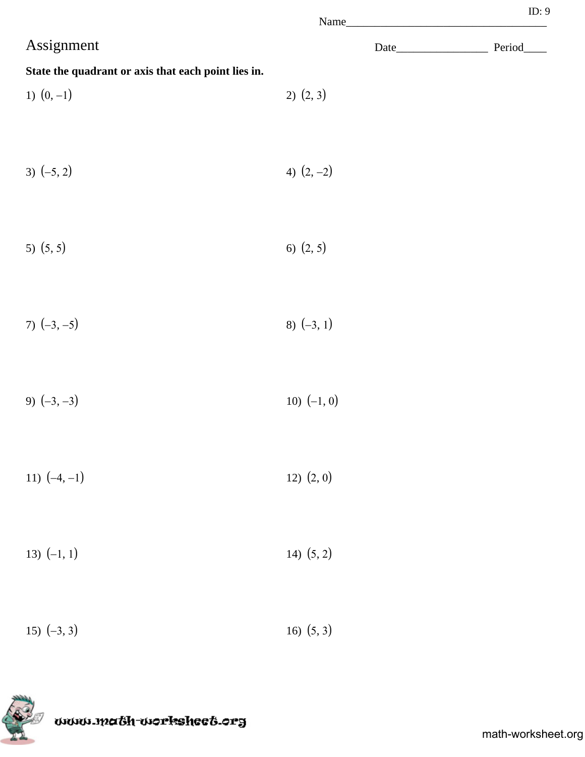ID: 9

Name___________________________________

# Assignment

Date________________ Period____

**State the quadrant or axis that each point lies in.**

1) $(0, -1)$

2) $(2, 3)$

3) $(-5, 2)$

4) $(2, -2)$

5) $(5, 5)$

6) $(2, 5)$

7) $(-3, -5)$

8) $(-3, 1)$

9) $(-3, -3)$

10) $(-1, 0)$

11) $(-4, -1)$

12) $(2, 0)$

13) $(-1, 1)$

14) $(5, 2)$

15) $(-3, 3)$

16) $(5, 3)$

www.math-worksheet.org

math-worksheet.org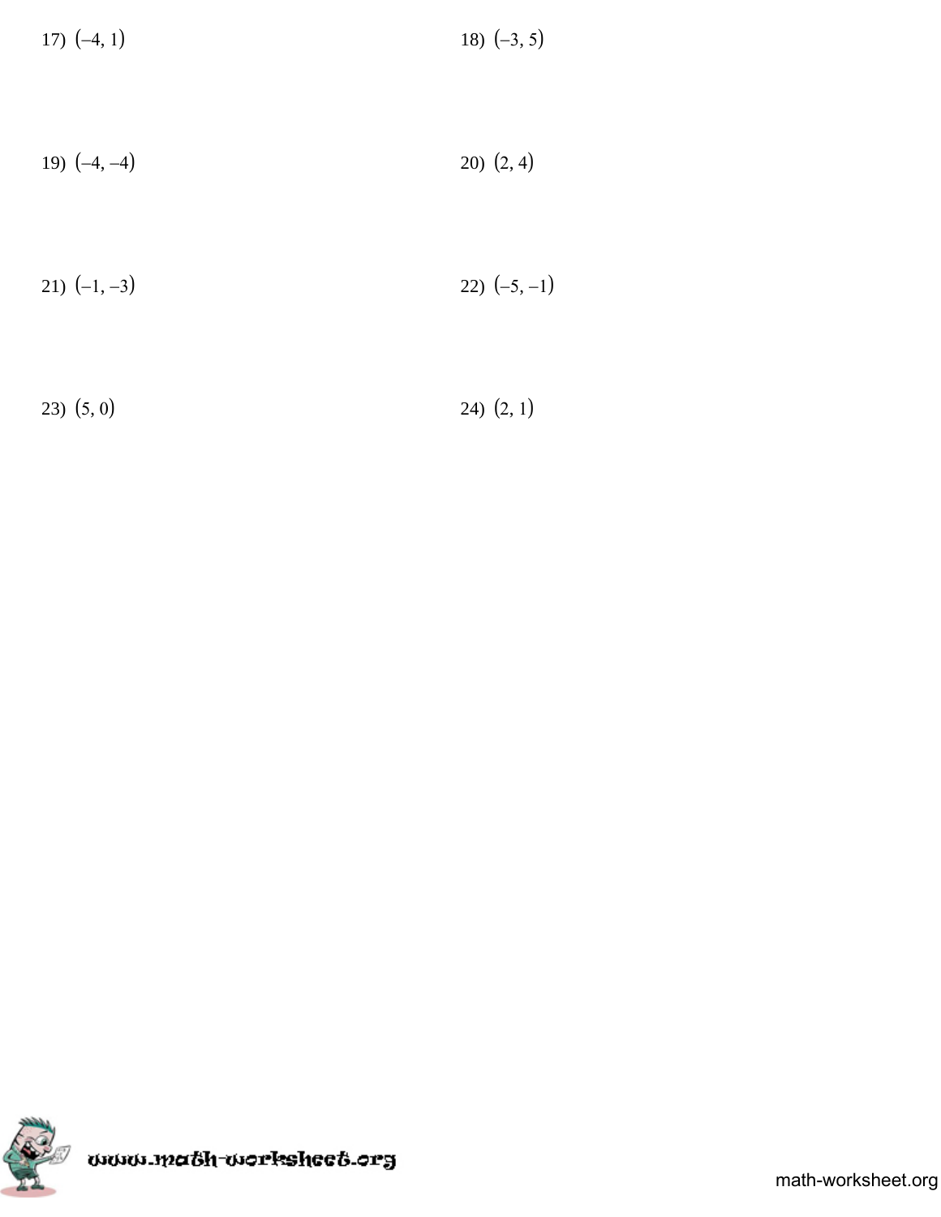17) $(-4, 1)$

18) $(-3, 5)$

19) $(-4, -4)$

20) $(2, 4)$

21) $(-1, -3)$

22) $(-5, -1)$

23) $(5, 0)$

24) $(2, 1)$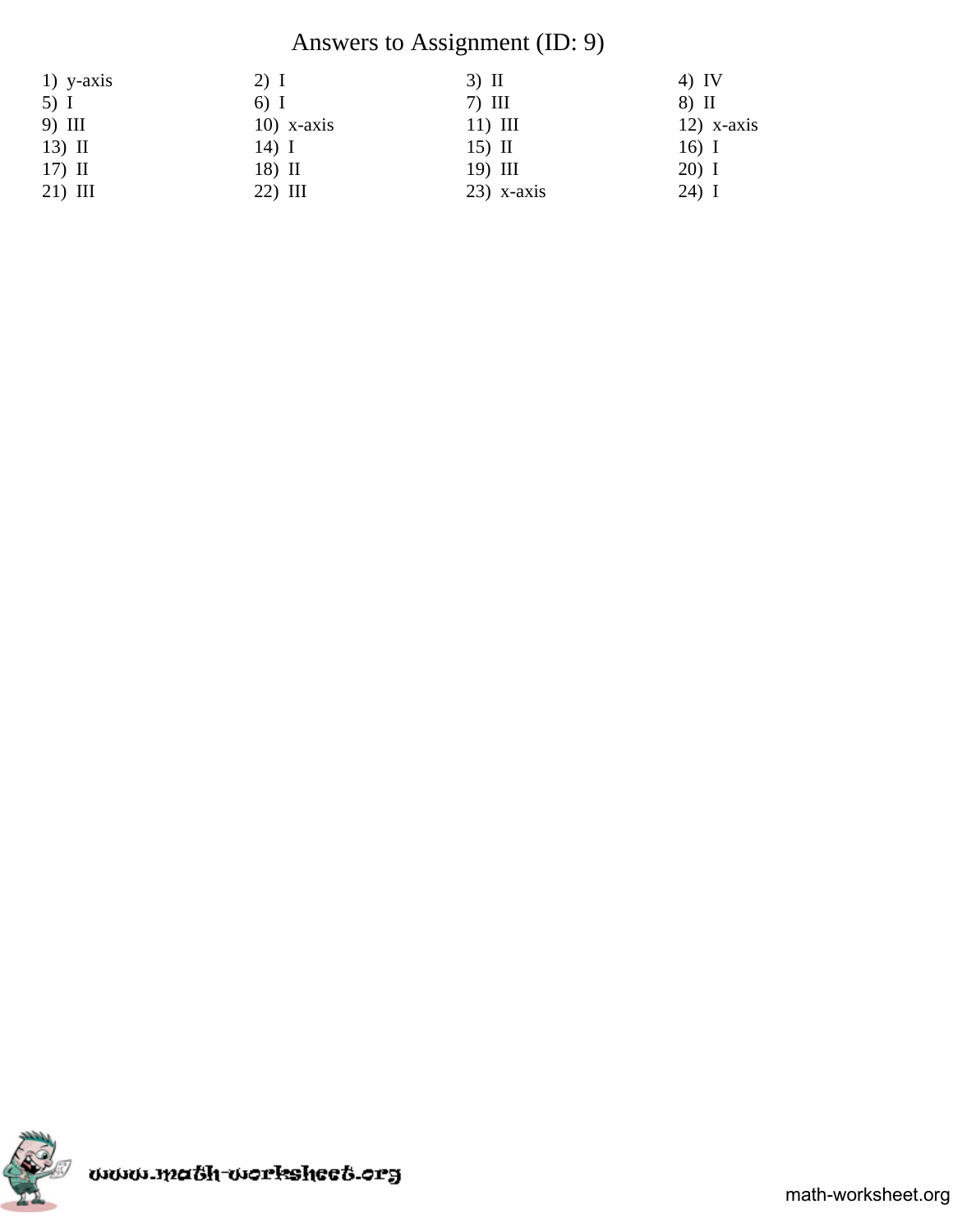# Answers to Assignment (ID: 9)

| | | | |
|---|---|---|---|
| 1) y-axis | 2) I | 3) II | 4) IV |
| 5) I | 6) I | 7) III | 8) II |
| 9) III | 10) x-axis | 11) III | 12) x-axis |
| 13) II | 14) I | 15) II | 16) I |
| 17) II | 18) II | 19) III | 20) I |
| 21) III | 22) III | 23) x-axis | 24) I |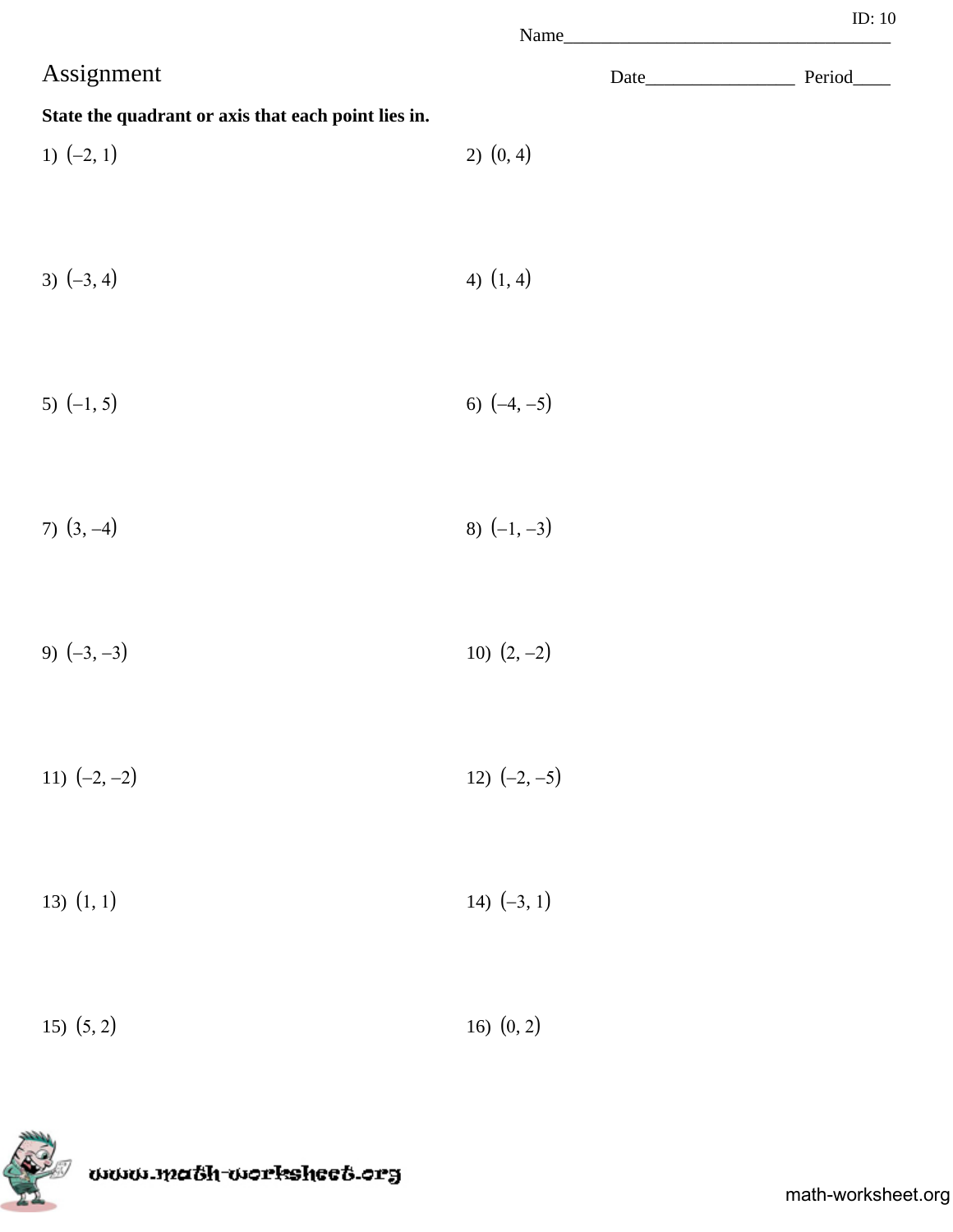# Assignment

ID: 10

Name_________________________________

Date________________ Period____

**State the quadrant or axis that each point lies in.**

1) $(-2, 1)$

2) $(0, 4)$

3) $(-3, 4)$

4) $(1, 4)$

5) $(-1, 5)$

6) $(-4, -5)$

7) $(3, -4)$

8) $(-1, -3)$

9) $(-3, -3)$

10) $(2, -2)$

11) $(-2, -2)$

12) $(-2, -5)$

13) $(1, 1)$

14) $(-3, 1)$

15) $(5, 2)$

16) $(0, 2)$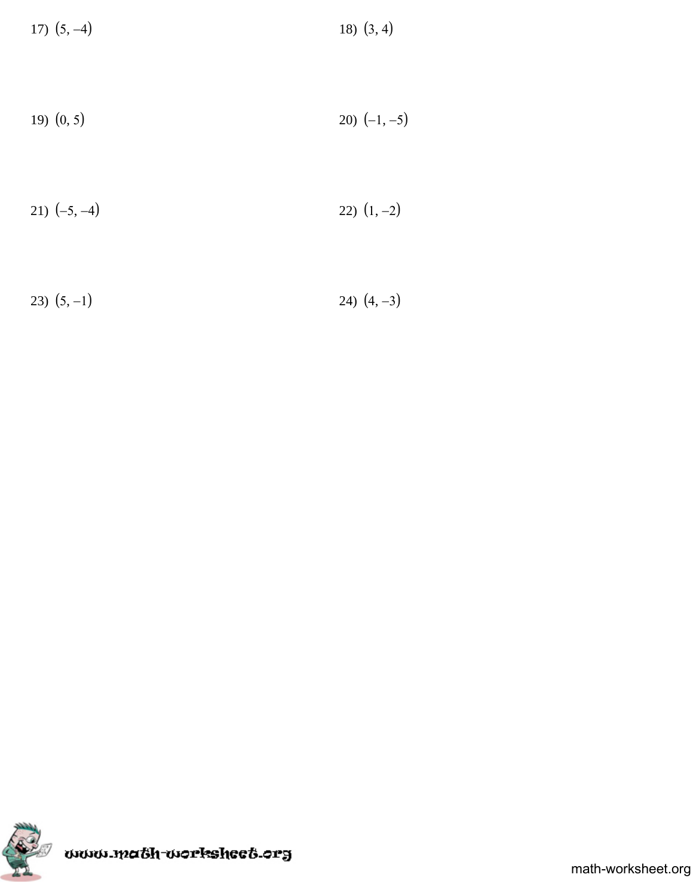17) $(5, -4)$

18) $(3, 4)$

19) $(0, 5)$

20) $(-1, -5)$

21) $(-5, -4)$

22) $(1, -2)$

23) $(5, -1)$

24) $(4, -3)$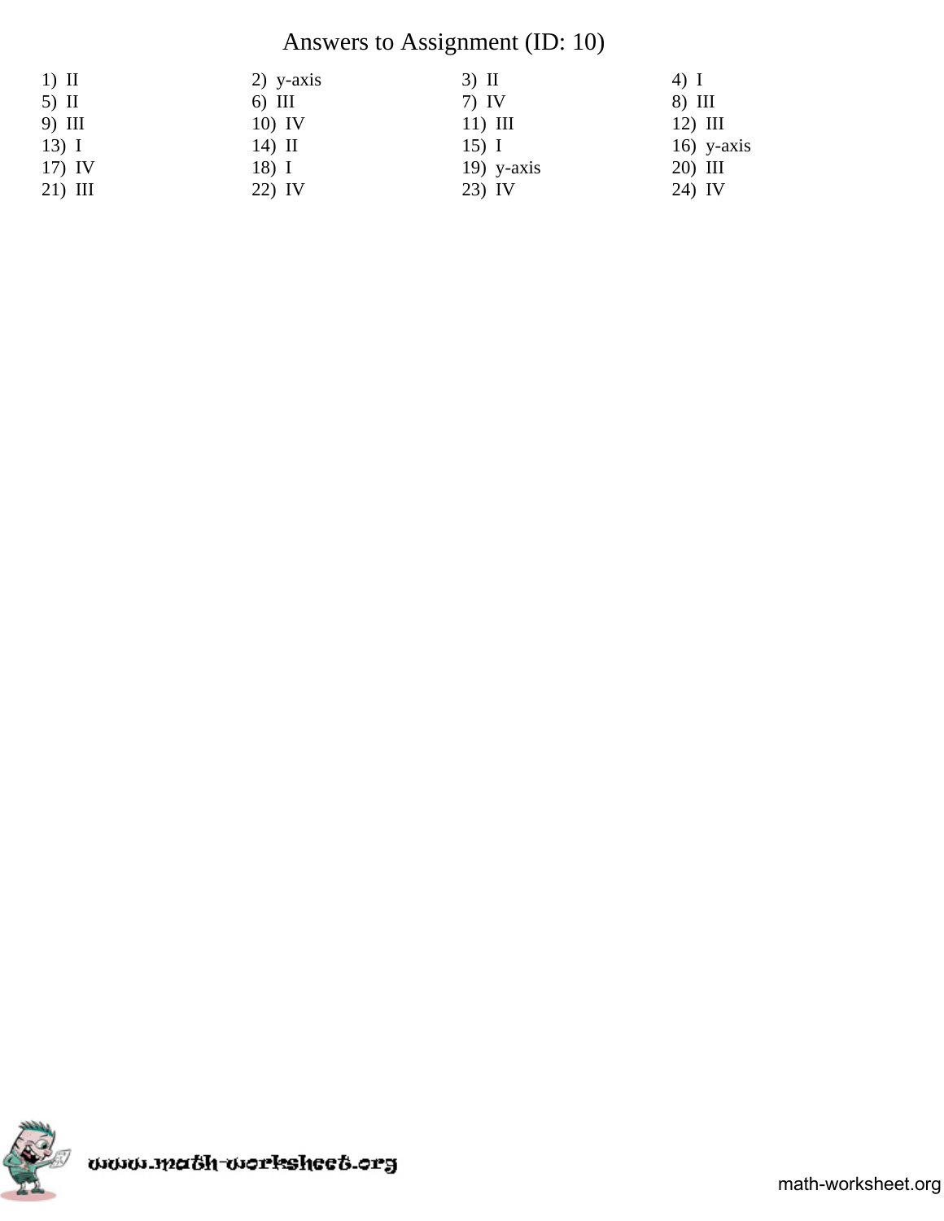# Answers to Assignment (ID: 10)

| | | | |
|---|---|---|---|
| 1) II | 2) y-axis | 3) II | 4) I |
| 5) II | 6) III | 7) IV | 8) III |
| 9) III | 10) IV | 11) III | 12) III |
| 13) I | 14) II | 15) I | 16) y-axis |
| 17) IV | 18) I | 19) y-axis | 20) III |
| 21) III | 22) IV | 23) IV | 24) IV |